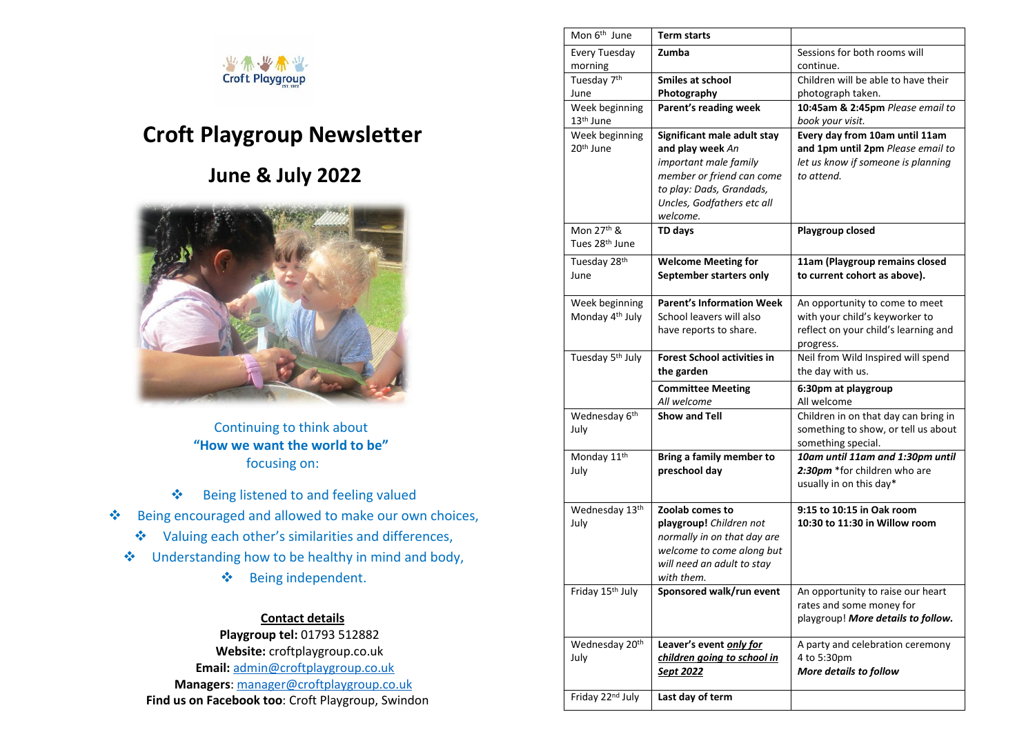# Croft Playgroup Newsletter

## June & July 2022

Continuing to think about
**"How we want the world to be"**
focusing on:

- Being listened to and feeling valued
- Being encouraged and allowed to make our own choices,
- Valuing each other's similarities and differences,
- Understanding how to be healthy in mind and body,
- Being independent.

**Contact details**

**Playgroup tel:** 01793 512882
**Website:** croftplaygroup.co.uk
**Email:** admin@croftplaygroup.co.uk
**Managers**: manager@croftplaygroup.co.uk
**Find us on Facebook too**: Croft Playgroup, Swindon

| Date | Event | Details |
|---|---|---|
| Mon 6th June | **Term starts** | |
| Every Tuesday morning | **Zumba** | Sessions for both rooms will continue. |
| Tuesday 7th June | **Smiles at school Photography** | Children will be able to have their photograph taken. |
| Week beginning 13th June | **Parent's reading week** | **10:45am & 2:45pm** *Please email to book your visit.* |
| Week beginning 20th June | **Significant male adult stay and play week** *An important male family member or friend can come to play: Dads, Grandads, Uncles, Godfathers etc all welcome.* | **Every day from 10am until 11am and 1pm until 2pm** *Please email to let us know if someone is planning to attend.* |
| Mon 27th & Tues 28th June | **TD days** | **Playgroup closed** |
| Tuesday 28th June | **Welcome Meeting for September starters only** | **11am (Playgroup remains closed to current cohort as above).** |
| Week beginning Monday 4th July | **Parent's Information Week** School leavers will also have reports to share. | An opportunity to come to meet with your child's keyworker to reflect on your child's learning and progress. |
| Tuesday 5th July | **Forest School activities in the garden** | Neil from Wild Inspired will spend the day with us. |
| | **Committee Meeting** *All welcome* | **6:30pm at playgroup** All welcome |
| Wednesday 6th July | **Show and Tell** | Children in on that day can bring in something to show, or tell us about something special. |
| Monday 11th July | **Bring a family member to preschool day** | ***10am until 11am and 1:30pm until 2:30pm*** *for children who are usually in on this day* |
| Wednesday 13th July | **Zoolab comes to playgroup!** *Children not normally in on that day are welcome to come along but will need an adult to stay with them.* | **9:15 to 10:15 in Oak room** **10:30 to 11:30 in Willow room** |
| Friday 15th July | **Sponsored walk/run event** | An opportunity to raise our heart rates and some money for playgroup! ***More details to follow.*** |
| Wednesday 20th July | **Leaver's event *only for children going to school in Sept 2022*** | A party and celebration ceremony 4 to 5:30pm ***More details to follow*** |
| Friday 22nd July | **Last day of term** | |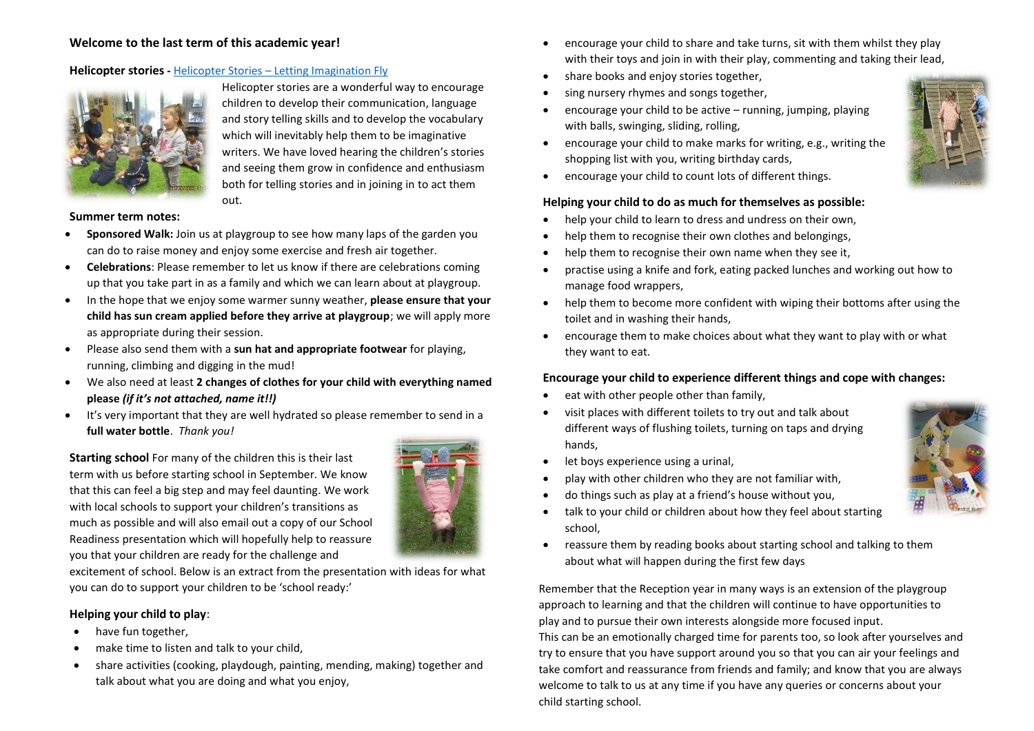**Welcome to the last term of this academic year!**

**Helicopter stories -** Helicopter Stories – Letting Imagination Fly

Helicopter stories are a wonderful way to encourage children to develop their communication, language and story telling skills and to develop the vocabulary which will inevitably help them to be imaginative writers. We have loved hearing the children's stories and seeing them grow in confidence and enthusiasm both for telling stories and in joining in to act them out.

**Summer term notes:**

- **Sponsored Walk:** Join us at playgroup to see how many laps of the garden you can do to raise money and enjoy some exercise and fresh air together.
- **Celebrations**: Please remember to let us know if there are celebrations coming up that you take part in as a family and which we can learn about at playgroup.
- In the hope that we enjoy some warmer sunny weather, **please ensure that your child has sun cream applied before they arrive at playgroup**; we will apply more as appropriate during their session.
- Please also send them with a **sun hat and appropriate footwear** for playing, running, climbing and digging in the mud!
- We also need at least **2 changes of clothes for your child with everything named please *(if it's not attached, name it!!)***
- It's very important that they are well hydrated so please remember to send in a **full water bottle**. *Thank you!*

**Starting school** For many of the children this is their last term with us before starting school in September. We know that this can feel a big step and may feel daunting. We work with local schools to support your children's transitions as much as possible and will also email out a copy of our School Readiness presentation which will hopefully help to reassure you that your children are ready for the challenge and excitement of school. Below is an extract from the presentation with ideas for what you can do to support your children to be 'school ready:'

**Helping your child to play**:

- have fun together,
- make time to listen and talk to your child,
- share activities (cooking, playdough, painting, mending, making) together and talk about what you are doing and what you enjoy,
- encourage your child to share and take turns, sit with them whilst they play with their toys and join in with their play, commenting and taking their lead,
- share books and enjoy stories together,
- sing nursery rhymes and songs together,
- encourage your child to be active – running, jumping, playing with balls, swinging, sliding, rolling,
- encourage your child to make marks for writing, e.g., writing the shopping list with you, writing birthday cards,
- encourage your child to count lots of different things.

**Helping your child to do as much for themselves as possible:**

- help your child to learn to dress and undress on their own,
- help them to recognise their own clothes and belongings,
- help them to recognise their own name when they see it,
- practise using a knife and fork, eating packed lunches and working out how to manage food wrappers,
- help them to become more confident with wiping their bottoms after using the toilet and in washing their hands,
- encourage them to make choices about what they want to play with or what they want to eat.

**Encourage your child to experience different things and cope with changes:**

- eat with other people other than family,
- visit places with different toilets to try out and talk about different ways of flushing toilets, turning on taps and drying hands,
- let boys experience using a urinal,
- play with other children who they are not familiar with,
- do things such as play at a friend's house without you,
- talk to your child or children about how they feel about starting school,
- reassure them by reading books about starting school and talking to them about what will happen during the first few days

Remember that the Reception year in many ways is an extension of the playgroup approach to learning and that the children will continue to have opportunities to play and to pursue their own interests alongside more focused input.
This can be an emotionally charged time for parents too, so look after yourselves and try to ensure that you have support around you so that you can air your feelings and take comfort and reassurance from friends and family; and know that you are always welcome to talk to us at any time if you have any queries or concerns about your child starting school.